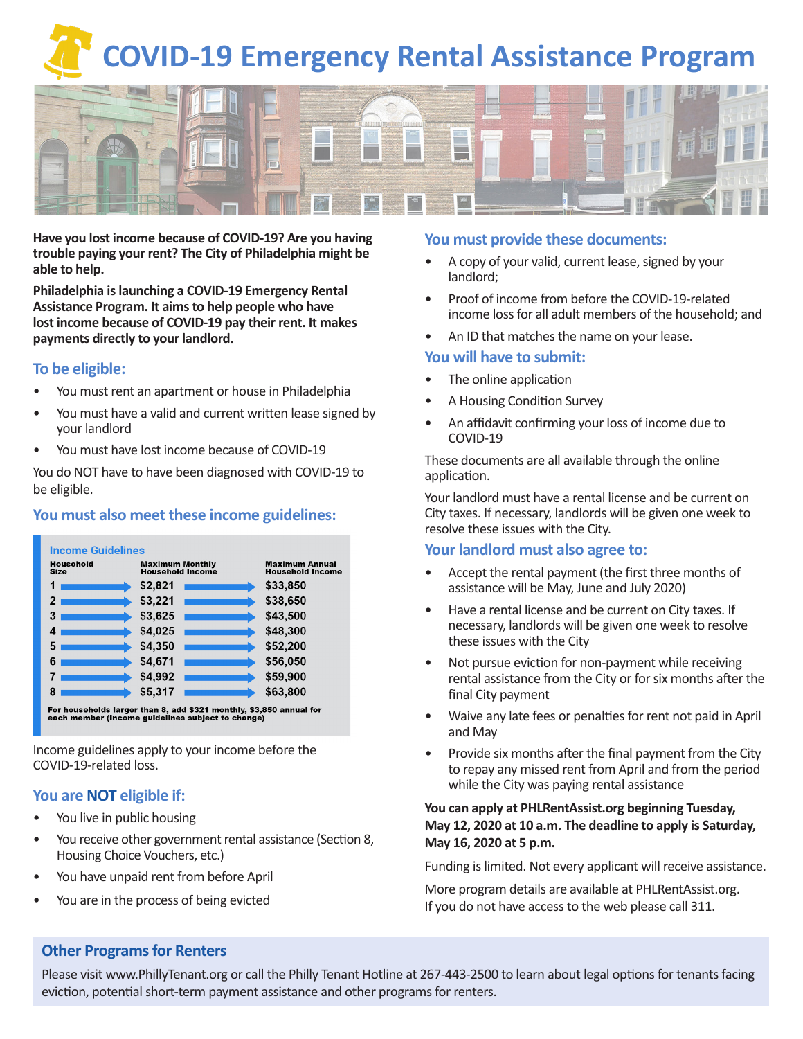# COVID-19 Emergency Rental Assistance Program

**Have you lost income because of COVID-19? Are you having trouble paying your rent? The City of Philadelphia might be able to help.**

**Philadelphia is launching a COVID-19 Emergency Rental Assistance Program. It aims to help people who have lost income because of COVID-19 pay their rent. It makes payments directly to your landlord.**

## To be eligible:

- You must rent an apartment or house in Philadelphia
- You must have a valid and current written lease signed by your landlord
- You must have lost income because of COVID-19

You do NOT have to have been diagnosed with COVID-19 to be eligible.

## You must also meet these income guidelines:

**Income Guidelines**

| Household Size | Maximum Monthly Household Income | Maximum Annual Household Income |
|---|---|---|
| 1 | $2,821 | $33,850 |
| 2 | $3,221 | $38,650 |
| 3 | $3,625 | $43,500 |
| 4 | $4,025 | $48,300 |
| 5 | $4,350 | $52,200 |
| 6 | $4,671 | $56,050 |
| 7 | $4,992 | $59,900 |
| 8 | $5,317 | $63,800 |

For households larger than 8, add $321 monthly, $3,850 annual for each member (income guidelines subject to change)

Income guidelines apply to your income before the COVID-19-related loss.

## You are NOT eligible if:

- You live in public housing
- You receive other government rental assistance (Section 8, Housing Choice Vouchers, etc.)
- You have unpaid rent from before April
- You are in the process of being evicted

## You must provide these documents:

- A copy of your valid, current lease, signed by your landlord;
- Proof of income from before the COVID-19-related income loss for all adult members of the household; and
- An ID that matches the name on your lease.

## You will have to submit:

- The online application
- A Housing Condition Survey
- An affidavit confirming your loss of income due to COVID-19

These documents are all available through the online application.

Your landlord must have a rental license and be current on City taxes. If necessary, landlords will be given one week to resolve these issues with the City.

## Your landlord must also agree to:

- Accept the rental payment (the first three months of assistance will be May, June and July 2020)
- Have a rental license and be current on City taxes. If necessary, landlords will be given one week to resolve these issues with the City
- Not pursue eviction for non-payment while receiving rental assistance from the City or for six months after the final City payment
- Waive any late fees or penalties for rent not paid in April and May
- Provide six months after the final payment from the City to repay any missed rent from April and from the period while the City was paying rental assistance

**You can apply at PHLRentAssist.org beginning Tuesday, May 12, 2020 at 10 a.m. The deadline to apply is Saturday, May 16, 2020 at 5 p.m.**

Funding is limited. Not every applicant will receive assistance.

More program details are available at PHLRentAssist.org. If you do not have access to the web please call 311.

## Other Programs for Renters

Please visit www.PhillyTenant.org or call the Philly Tenant Hotline at 267-443-2500 to learn about legal options for tenants facing eviction, potential short-term payment assistance and other programs for renters.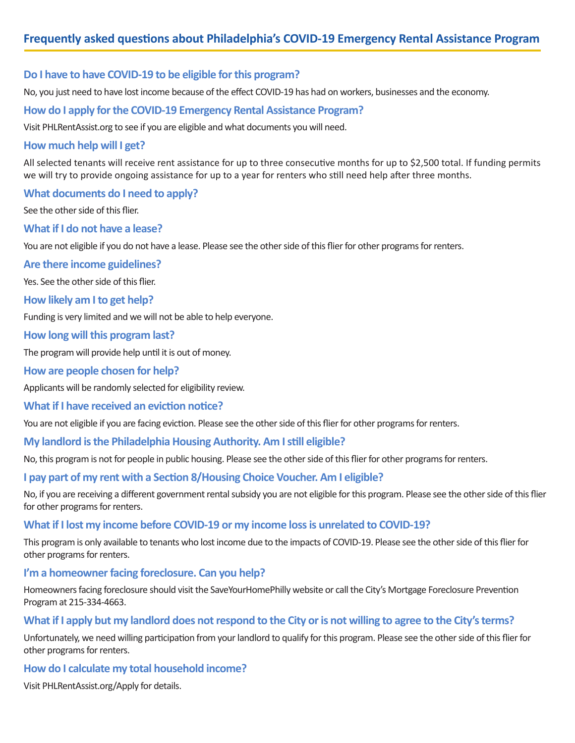## Frequently asked questions about Philadelphia's COVID-19 Emergency Rental Assistance Program

### Do I have to have COVID-19 to be eligible for this program?

No, you just need to have lost income because of the effect COVID-19 has had on workers, businesses and the economy.

### How do I apply for the COVID-19 Emergency Rental Assistance Program?

Visit PHLRentAssist.org to see if you are eligible and what documents you will need.

### How much help will I get?

All selected tenants will receive rent assistance for up to three consecutive months for up to $2,500 total. If funding permits we will try to provide ongoing assistance for up to a year for renters who still need help after three months.

### What documents do I need to apply?

See the other side of this flier.

### What if I do not have a lease?

You are not eligible if you do not have a lease. Please see the other side of this flier for other programs for renters.

### Are there income guidelines?

Yes. See the other side of this flier.

### How likely am I to get help?

Funding is very limited and we will not be able to help everyone.

### How long will this program last?

The program will provide help until it is out of money.

### How are people chosen for help?

Applicants will be randomly selected for eligibility review.

### What if I have received an eviction notice?

You are not eligible if you are facing eviction. Please see the other side of this flier for other programs for renters.

### My landlord is the Philadelphia Housing Authority. Am I still eligible?

No, this program is not for people in public housing. Please see the other side of this flier for other programs for renters.

### I pay part of my rent with a Section 8/Housing Choice Voucher. Am I eligible?

No, if you are receiving a different government rental subsidy you are not eligible for this program. Please see the other side of this flier for other programs for renters.

### What if I lost my income before COVID-19 or my income loss is unrelated to COVID-19?

This program is only available to tenants who lost income due to the impacts of COVID-19. Please see the other side of this flier for other programs for renters.

### I'm a homeowner facing foreclosure. Can you help?

Homeowners facing foreclosure should visit the SaveYourHomePhilly website or call the City's Mortgage Foreclosure Prevention Program at 215-334-4663.

### What if I apply but my landlord does not respond to the City or is not willing to agree to the City's terms?

Unfortunately, we need willing participation from your landlord to qualify for this program. Please see the other side of this flier for other programs for renters.

### How do I calculate my total household income?

Visit PHLRentAssist.org/Apply for details.